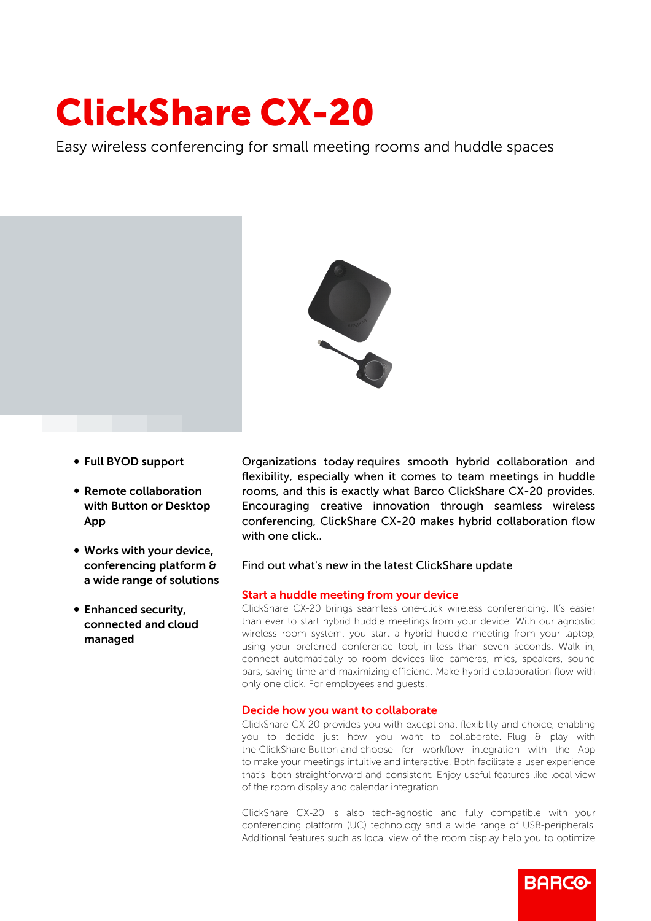# ClickShare CX-20

Easy wireless conferencing for small meeting rooms and huddle spaces

- **Full BYOD support**
- **Remote collaboration with Button or Desktop App**
- **Works with your device, conferencing platform & a wide range of solutions**
- **Enhanced security, connected and cloud managed**

Organizations today requires smooth hybrid collaboration and flexibility, especially when it comes to team meetings in huddle rooms, and this is exactly what Barco ClickShare CX-20 provides. Encouraging creative innovation through seamless wireless conferencing, ClickShare CX-20 makes hybrid collaboration flow with one click..

Find out what's new in the latest ClickShare update

## Start a huddle meeting from your device

ClickShare CX-20 brings seamless one-click wireless conferencing. It's easier than ever to start hybrid huddle meetings from your device. With our agnostic wireless room system, you start a hybrid huddle meeting from your laptop, using your preferred conference tool, in less than seven seconds. Walk in, connect automatically to room devices like cameras, mics, speakers, sound bars, saving time and maximizing efficienc. Make hybrid collaboration flow with only one click. For employees and guests.

## Decide how you want to collaborate

ClickShare CX-20 provides you with exceptional flexibility and choice, enabling you to decide just how you want to collaborate. Plug & play with the ClickShare Button and choose for workflow integration with the App to make your meetings intuitive and interactive. Both facilitate a user experience that's both straightforward and consistent. Enjoy useful features like local view of the room display and calendar integration.

ClickShare CX-20 is also tech-agnostic and fully compatible with your conferencing platform (UC) technology and a wide range of USB-peripherals. Additional features such as local view of the room display help you to optimize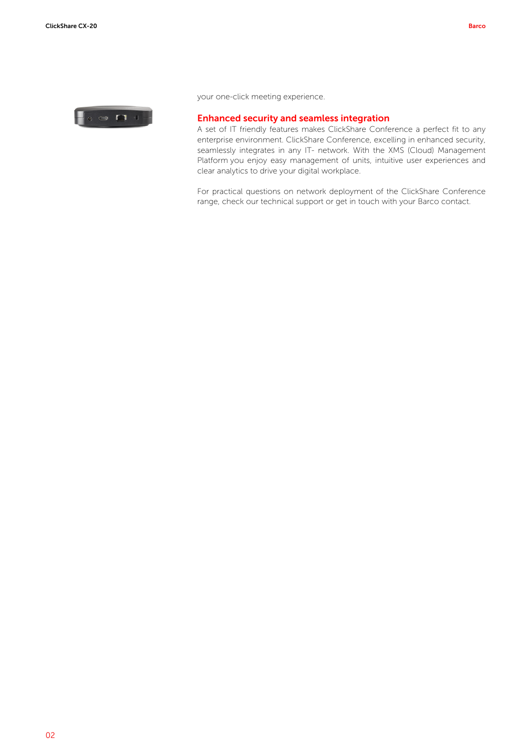your one-click meeting experience.

## Enhanced security and seamless integration

A set of IT friendly features makes ClickShare Conference a perfect fit to any enterprise environment. ClickShare Conference, excelling in enhanced security, seamlessly integrates in any IT- network. With the XMS (Cloud) Management Platform you enjoy easy management of units, intuitive user experiences and clear analytics to drive your digital workplace.

For practical questions on network deployment of the ClickShare Conference range, check our technical support or get in touch with your Barco contact.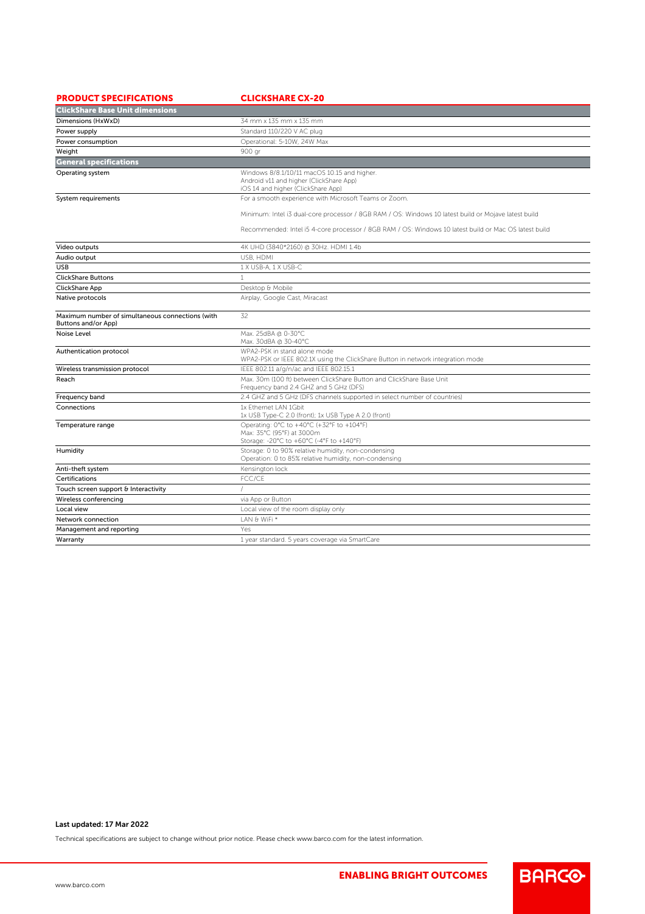| PRODUCT SPECIFICATIONS | CLICKSHARE CX-20 |
| --- | --- |
| **ClickShare Base Unit dimensions** | |
| Dimensions (HxWxD) | 34 mm x 135 mm x 135 mm |
| Power supply | Standard 110/220 V AC plug |
| Power consumption | Operational: 5-10W, 24W Max |
| Weight | 900 gr |
| **General specifications** | |
| Operating system | Windows 8/8.1/10/11 macOS 10.15 and higher.<br>Android v11 and higher (ClickShare App)<br>iOS 14 and higher (ClickShare App) |
| System requirements | For a smooth experience with Microsoft Teams or Zoom.<br><br>Minimum: Intel i3 dual-core processor / 8GB RAM / OS: Windows 10 latest build or Mojave latest build<br><br>Recommended: Intel i5 4-core processor / 8GB RAM / OS: Windows 10 latest build or Mac OS latest build |
| Video outputs | 4K UHD (3840*2160) @ 30Hz. HDMI 1.4b |
| Audio output | USB, HDMI |
| USB | 1 X USB-A, 1 X USB-C |
| ClickShare Buttons | 1 |
| ClickShare App | Desktop & Mobile |
| Native protocols | Airplay, Google Cast, Miracast |
| Maximum number of simultaneous connections (with Buttons and/or App) | 32 |
| Noise Level | Max. 25dBA @ 0-30°C<br>Max. 30dBA @ 30-40°C |
| Authentication protocol | WPA2-PSK in stand alone mode<br>WPA2-PSK or IEEE 802.1X using the ClickShare Button in network integration mode |
| Wireless transmission protocol | IEEE 802.11 a/g/n/ac and IEEE 802.15.1 |
| Reach | Max. 30m (100 ft) between ClickShare Button and ClickShare Base Unit<br>Frequency band 2.4 GHZ and 5 GHz (DFS) |
| Frequency band | 2.4 GHZ and 5 GHz (DFS channels supported in select number of countries) |
| Connections | 1x Ethernet LAN 1Gbit<br>1x USB Type-C 2.0 (front); 1x USB Type A 2.0 (front) |
| Temperature range | Operating: 0°C to +40°C (+32°F to +104°F)<br>Max: 35°C (95°F) at 3000m<br>Storage: -20°C to +60°C (-4°F to +140°F) |
| Humidity | Storage: 0 to 90% relative humidity, non-condensing<br>Operation: 0 to 85% relative humidity, non-condensing |
| Anti-theft system | Kensington lock |
| Certifications | FCC/CE |
| Touch screen support & Interactivity | / |
| Wireless conferencing | via App or Button |
| Local view | Local view of the room display only |
| Network connection | LAN & WiFi * |
| Management and reporting | Yes |
| Warranty | 1 year standard. 5 years coverage via SmartCare |

**Last updated: 17 Mar 2022**

Technical specifications are subject to change without prior notice. Please check www.barco.com for the latest information.

ENABLING BRIGHT OUTCOMES

www.barco.com